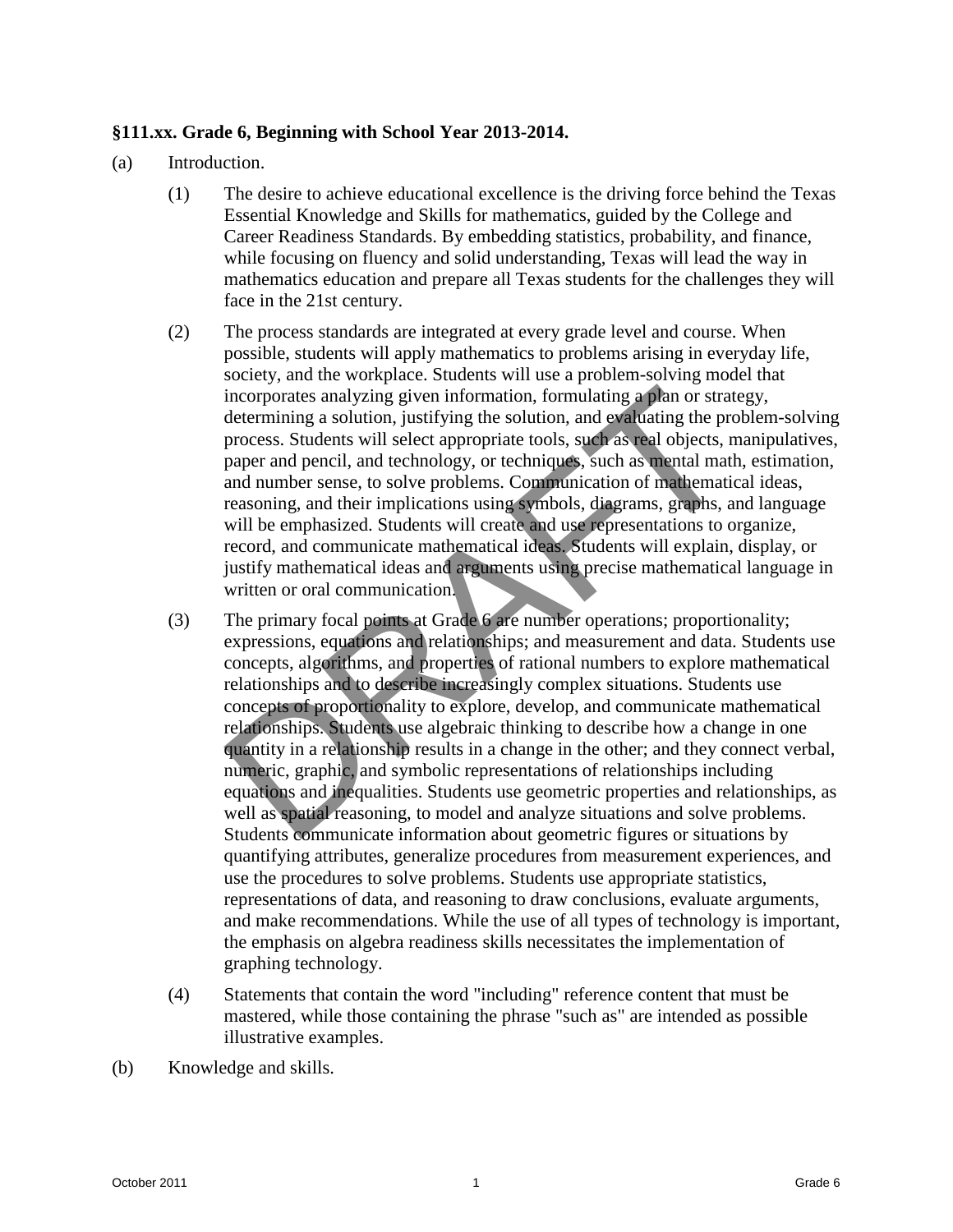**§111.xx. Grade 6, Beginning with School Year 2013-2014.**

(a) Introduction.

(1) The desire to achieve educational excellence is the driving force behind the Texas Essential Knowledge and Skills for mathematics, guided by the College and Career Readiness Standards. By embedding statistics, probability, and finance, while focusing on fluency and solid understanding, Texas will lead the way in mathematics education and prepare all Texas students for the challenges they will face in the 21st century.

(2) The process standards are integrated at every grade level and course. When possible, students will apply mathematics to problems arising in everyday life, society, and the workplace. Students will use a problem-solving model that incorporates analyzing given information, formulating a plan or strategy, determining a solution, justifying the solution, and evaluating the problem-solving process. Students will select appropriate tools, such as real objects, manipulatives, paper and pencil, and technology, or techniques, such as mental math, estimation, and number sense, to solve problems. Communication of mathematical ideas, reasoning, and their implications using symbols, diagrams, graphs, and language will be emphasized. Students will create and use representations to organize, record, and communicate mathematical ideas. Students will explain, display, or justify mathematical ideas and arguments using precise mathematical language in written or oral communication.

(3) The primary focal points at Grade 6 are number operations; proportionality; expressions, equations and relationships; and measurement and data. Students use concepts, algorithms, and properties of rational numbers to explore mathematical relationships and to describe increasingly complex situations. Students use concepts of proportionality to explore, develop, and communicate mathematical relationships. Students use algebraic thinking to describe how a change in one quantity in a relationship results in a change in the other; and they connect verbal, numeric, graphic, and symbolic representations of relationships including equations and inequalities. Students use geometric properties and relationships, as well as spatial reasoning, to model and analyze situations and solve problems. Students communicate information about geometric figures or situations by quantifying attributes, generalize procedures from measurement experiences, and use the procedures to solve problems. Students use appropriate statistics, representations of data, and reasoning to draw conclusions, evaluate arguments, and make recommendations. While the use of all types of technology is important, the emphasis on algebra readiness skills necessitates the implementation of graphing technology.

(4) Statements that contain the word "including" reference content that must be mastered, while those containing the phrase "such as" are intended as possible illustrative examples.

(b) Knowledge and skills.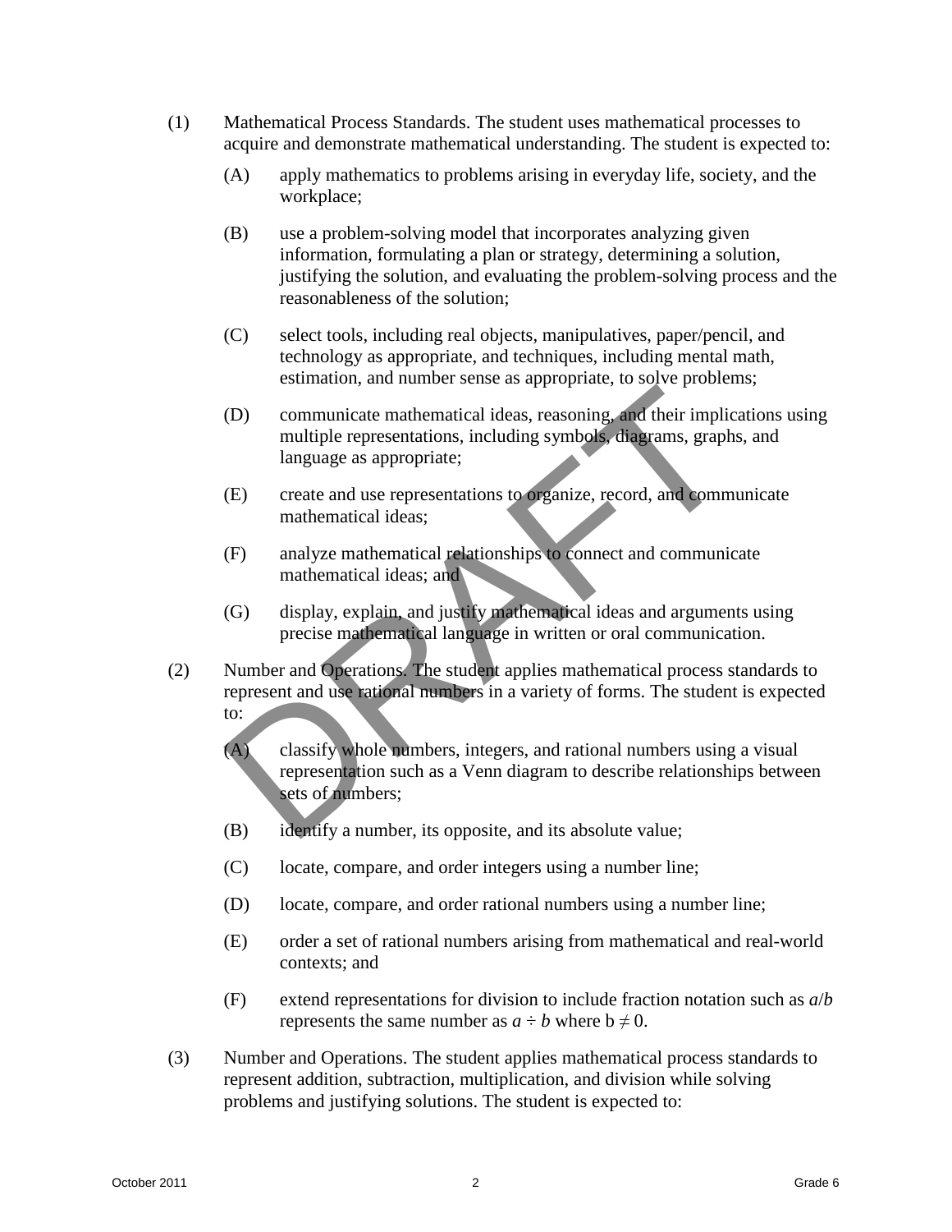(1) Mathematical Process Standards. The student uses mathematical processes to acquire and demonstrate mathematical understanding. The student is expected to:

- (A) apply mathematics to problems arising in everyday life, society, and the workplace;
- (B) use a problem-solving model that incorporates analyzing given information, formulating a plan or strategy, determining a solution, justifying the solution, and evaluating the problem-solving process and the reasonableness of the solution;
- (C) select tools, including real objects, manipulatives, paper/pencil, and technology as appropriate, and techniques, including mental math, estimation, and number sense as appropriate, to solve problems;
- (D) communicate mathematical ideas, reasoning, and their implications using multiple representations, including symbols, diagrams, graphs, and language as appropriate;
- (E) create and use representations to organize, record, and communicate mathematical ideas;
- (F) analyze mathematical relationships to connect and communicate mathematical ideas; and
- (G) display, explain, and justify mathematical ideas and arguments using precise mathematical language in written or oral communication.

(2) Number and Operations. The student applies mathematical process standards to represent and use rational numbers in a variety of forms. The student is expected to:

- (A) classify whole numbers, integers, and rational numbers using a visual representation such as a Venn diagram to describe relationships between sets of numbers;
- (B) identify a number, its opposite, and its absolute value;
- (C) locate, compare, and order integers using a number line;
- (D) locate, compare, and order rational numbers using a number line;
- (E) order a set of rational numbers arising from mathematical and real-world contexts; and
- (F) extend representations for division to include fraction notation such as $a/b$ represents the same number as $a \div b$ where $b \neq 0$.

(3) Number and Operations. The student applies mathematical process standards to represent addition, subtraction, multiplication, and division while solving problems and justifying solutions. The student is expected to: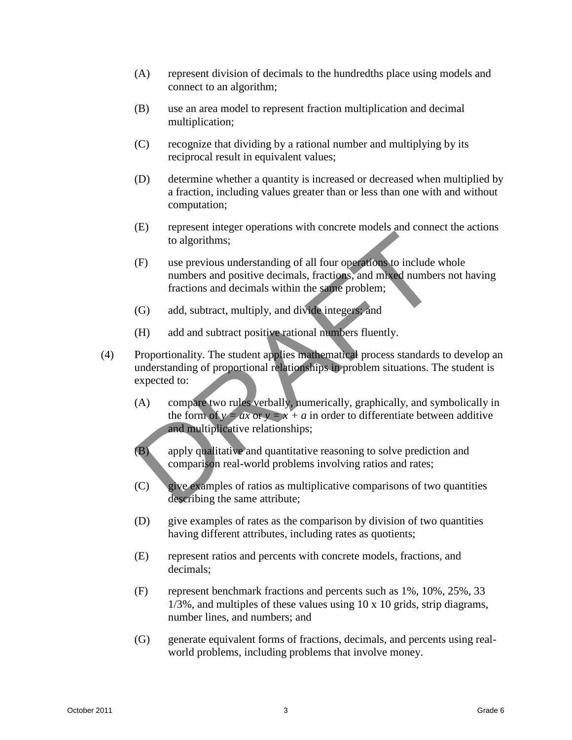(A) represent division of decimals to the hundredths place using models and connect to an algorithm;

(B) use an area model to represent fraction multiplication and decimal multiplication;

(C) recognize that dividing by a rational number and multiplying by its reciprocal result in equivalent values;

(D) determine whether a quantity is increased or decreased when multiplied by a fraction, including values greater than or less than one with and without computation;

(E) represent integer operations with concrete models and connect the actions to algorithms;

(F) use previous understanding of all four operations to include whole numbers and positive decimals, fractions, and mixed numbers not having fractions and decimals within the same problem;

(G) add, subtract, multiply, and divide integers; and

(H) add and subtract positive rational numbers fluently.

(4) Proportionality. The student applies mathematical process standards to develop an understanding of proportional relationships in problem situations. The student is expected to:

(A) compare two rules verbally, numerically, graphically, and symbolically in the form of $y = ax$ or $y = x + a$ in order to differentiate between additive and multiplicative relationships;

(B) apply qualitative and quantitative reasoning to solve prediction and comparison real-world problems involving ratios and rates;

(C) give examples of ratios as multiplicative comparisons of two quantities describing the same attribute;

(D) give examples of rates as the comparison by division of two quantities having different attributes, including rates as quotients;

(E) represent ratios and percents with concrete models, fractions, and decimals;

(F) represent benchmark fractions and percents such as 1%, 10%, 25%, 33 1/3%, and multiples of these values using 10 x 10 grids, strip diagrams, number lines, and numbers; and

(G) generate equivalent forms of fractions, decimals, and percents using real-world problems, including problems that involve money.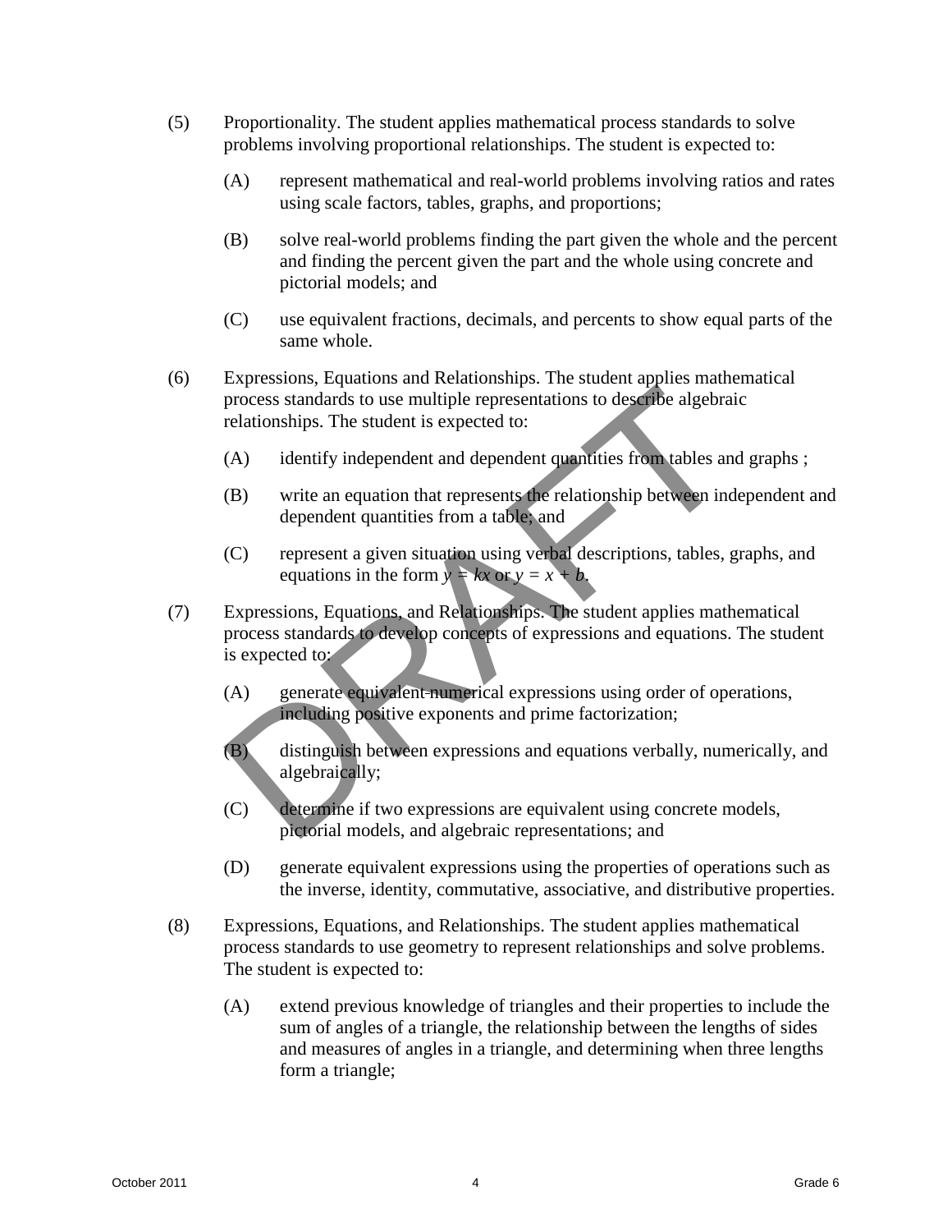(5) Proportionality. The student applies mathematical process standards to solve problems involving proportional relationships. The student is expected to:

- (A) represent mathematical and real-world problems involving ratios and rates using scale factors, tables, graphs, and proportions;
- (B) solve real-world problems finding the part given the whole and the percent and finding the percent given the part and the whole using concrete and pictorial models; and
- (C) use equivalent fractions, decimals, and percents to show equal parts of the same whole.

(6) Expressions, Equations and Relationships. The student applies mathematical process standards to use multiple representations to describe algebraic relationships. The student is expected to:

- (A) identify independent and dependent quantities from tables and graphs ;
- (B) write an equation that represents the relationship between independent and dependent quantities from a table; and
- (C) represent a given situation using verbal descriptions, tables, graphs, and equations in the form $y = kx$ or $y = x + b$.

(7) Expressions, Equations, and Relationships. The student applies mathematical process standards to develop concepts of expressions and equations. The student is expected to:

- (A) generate equivalent ~~numerical~~ expressions using order of operations, including positive exponents and prime factorization;
- (B) distinguish between expressions and equations verbally, numerically, and algebraically;
- (C) determine if two expressions are equivalent using concrete models, pictorial models, and algebraic representations; and
- (D) generate equivalent expressions using the properties of operations such as the inverse, identity, commutative, associative, and distributive properties.

(8) Expressions, Equations, and Relationships. The student applies mathematical process standards to use geometry to represent relationships and solve problems. The student is expected to:

- (A) extend previous knowledge of triangles and their properties to include the sum of angles of a triangle, the relationship between the lengths of sides and measures of angles in a triangle, and determining when three lengths form a triangle;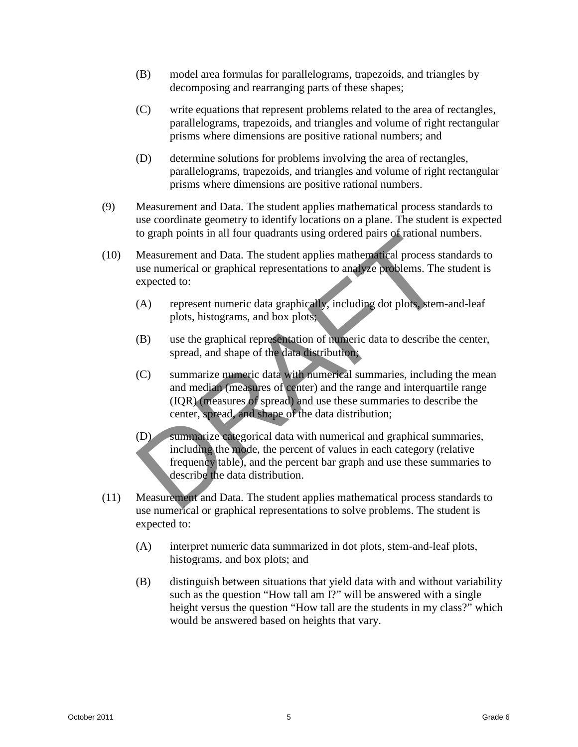(B) model area formulas for parallelograms, trapezoids, and triangles by decomposing and rearranging parts of these shapes;

(C) write equations that represent problems related to the area of rectangles, parallelograms, trapezoids, and triangles and volume of right rectangular prisms where dimensions are positive rational numbers; and

(D) determine solutions for problems involving the area of rectangles, parallelograms, trapezoids, and triangles and volume of right rectangular prisms where dimensions are positive rational numbers.

(9) Measurement and Data. The student applies mathematical process standards to use coordinate geometry to identify locations on a plane. The student is expected to graph points in all four quadrants using ordered pairs of rational numbers.

(10) Measurement and Data. The student applies mathematical process standards to use numerical or graphical representations to analyze problems. The student is expected to:

(A) represent numeric data graphically, including dot plots, stem-and-leaf plots, histograms, and box plots;

(B) use the graphical representation of numeric data to describe the center, spread, and shape of the data distribution;

(C) summarize numeric data with numerical summaries, including the mean and median (measures of center) and the range and interquartile range (IQR) (measures of spread) and use these summaries to describe the center, spread, and shape of the data distribution;

(D) summarize categorical data with numerical and graphical summaries, including the mode, the percent of values in each category (relative frequency table), and the percent bar graph and use these summaries to describe the data distribution.

(11) Measurement and Data. The student applies mathematical process standards to use numerical or graphical representations to solve problems. The student is expected to:

(A) interpret numeric data summarized in dot plots, stem-and-leaf plots, histograms, and box plots; and

(B) distinguish between situations that yield data with and without variability such as the question "How tall am I?" will be answered with a single height versus the question "How tall are the students in my class?" which would be answered based on heights that vary.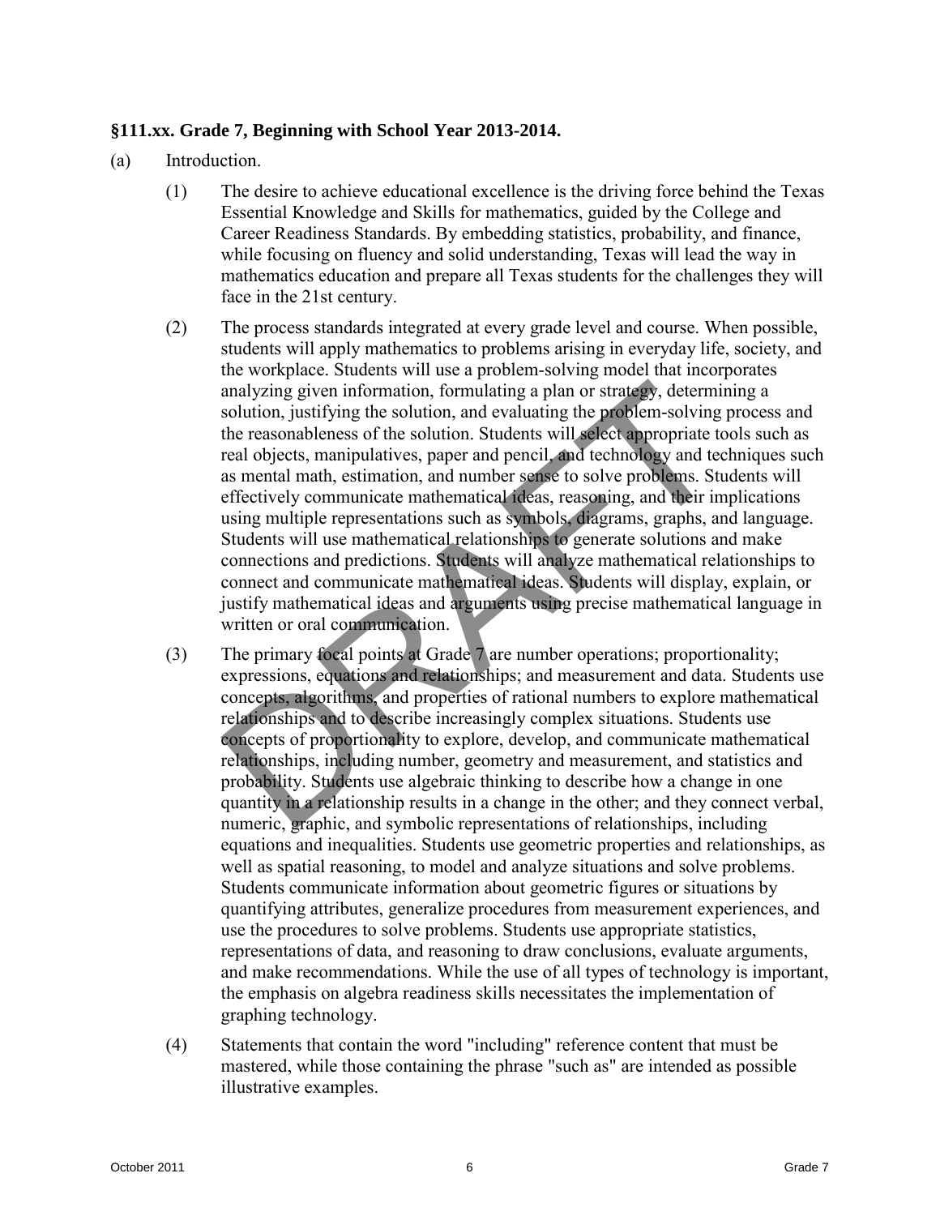**§111.xx. Grade 7, Beginning with School Year 2013-2014.**

(a) Introduction.

(1) The desire to achieve educational excellence is the driving force behind the Texas Essential Knowledge and Skills for mathematics, guided by the College and Career Readiness Standards. By embedding statistics, probability, and finance, while focusing on fluency and solid understanding, Texas will lead the way in mathematics education and prepare all Texas students for the challenges they will face in the 21st century.

(2) The process standards integrated at every grade level and course. When possible, students will apply mathematics to problems arising in everyday life, society, and the workplace. Students will use a problem-solving model that incorporates analyzing given information, formulating a plan or strategy, determining a solution, justifying the solution, and evaluating the problem-solving process and the reasonableness of the solution. Students will select appropriate tools such as real objects, manipulatives, paper and pencil, and technology and techniques such as mental math, estimation, and number sense to solve problems. Students will effectively communicate mathematical ideas, reasoning, and their implications using multiple representations such as symbols, diagrams, graphs, and language. Students will use mathematical relationships to generate solutions and make connections and predictions. Students will analyze mathematical relationships to connect and communicate mathematical ideas. Students will display, explain, or justify mathematical ideas and arguments using precise mathematical language in written or oral communication.

(3) The primary focal points at Grade 7 are number operations; proportionality; expressions, equations and relationships; and measurement and data. Students use concepts, algorithms, and properties of rational numbers to explore mathematical relationships and to describe increasingly complex situations. Students use concepts of proportionality to explore, develop, and communicate mathematical relationships, including number, geometry and measurement, and statistics and probability. Students use algebraic thinking to describe how a change in one quantity in a relationship results in a change in the other; and they connect verbal, numeric, graphic, and symbolic representations of relationships, including equations and inequalities. Students use geometric properties and relationships, as well as spatial reasoning, to model and analyze situations and solve problems. Students communicate information about geometric figures or situations by quantifying attributes, generalize procedures from measurement experiences, and use the procedures to solve problems. Students use appropriate statistics, representations of data, and reasoning to draw conclusions, evaluate arguments, and make recommendations. While the use of all types of technology is important, the emphasis on algebra readiness skills necessitates the implementation of graphing technology.

(4) Statements that contain the word "including" reference content that must be mastered, while those containing the phrase "such as" are intended as possible illustrative examples.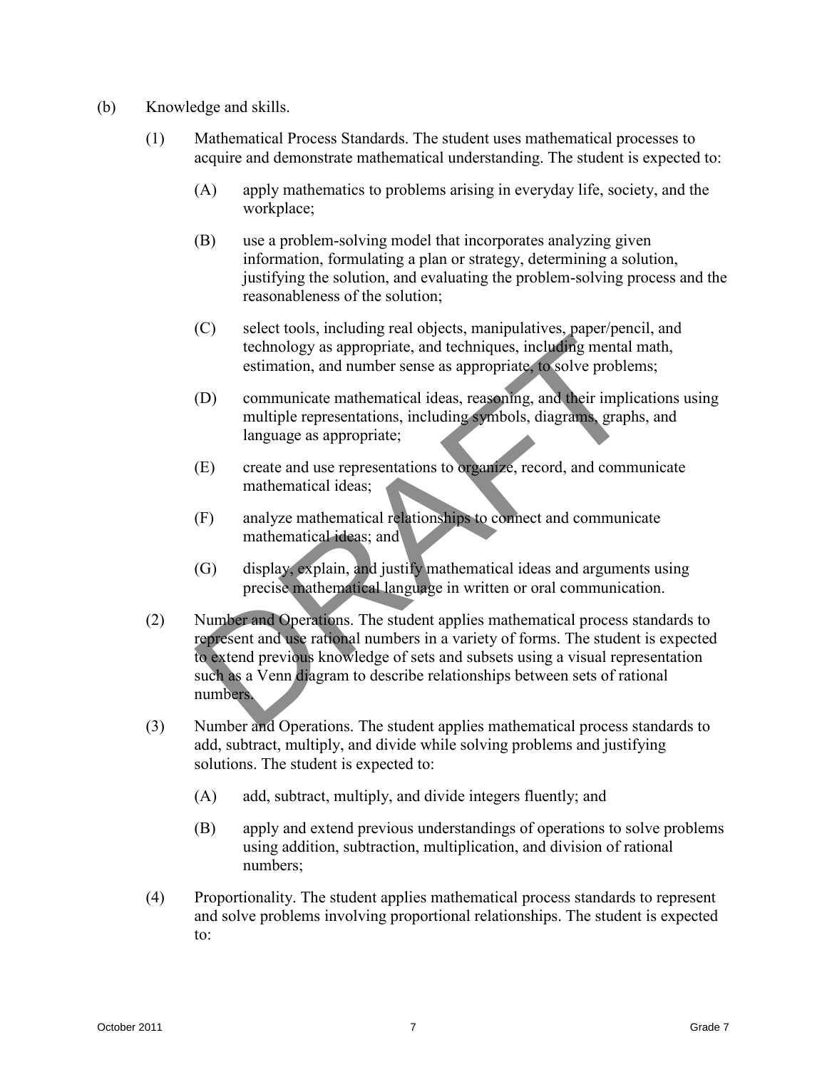(b) Knowledge and skills.

(1) Mathematical Process Standards. The student uses mathematical processes to acquire and demonstrate mathematical understanding. The student is expected to:

(A) apply mathematics to problems arising in everyday life, society, and the workplace;

(B) use a problem-solving model that incorporates analyzing given information, formulating a plan or strategy, determining a solution, justifying the solution, and evaluating the problem-solving process and the reasonableness of the solution;

(C) select tools, including real objects, manipulatives, paper/pencil, and technology as appropriate, and techniques, including mental math, estimation, and number sense as appropriate, to solve problems;

(D) communicate mathematical ideas, reasoning, and their implications using multiple representations, including symbols, diagrams, graphs, and language as appropriate;

(E) create and use representations to organize, record, and communicate mathematical ideas;

(F) analyze mathematical relationships to connect and communicate mathematical ideas; and

(G) display, explain, and justify mathematical ideas and arguments using precise mathematical language in written or oral communication.

(2) Number and Operations. The student applies mathematical process standards to represent and use rational numbers in a variety of forms. The student is expected to extend previous knowledge of sets and subsets using a visual representation such as a Venn diagram to describe relationships between sets of rational numbers.

(3) Number and Operations. The student applies mathematical process standards to add, subtract, multiply, and divide while solving problems and justifying solutions. The student is expected to:

(A) add, subtract, multiply, and divide integers fluently; and

(B) apply and extend previous understandings of operations to solve problems using addition, subtraction, multiplication, and division of rational numbers;

(4) Proportionality. The student applies mathematical process standards to represent and solve problems involving proportional relationships. The student is expected to: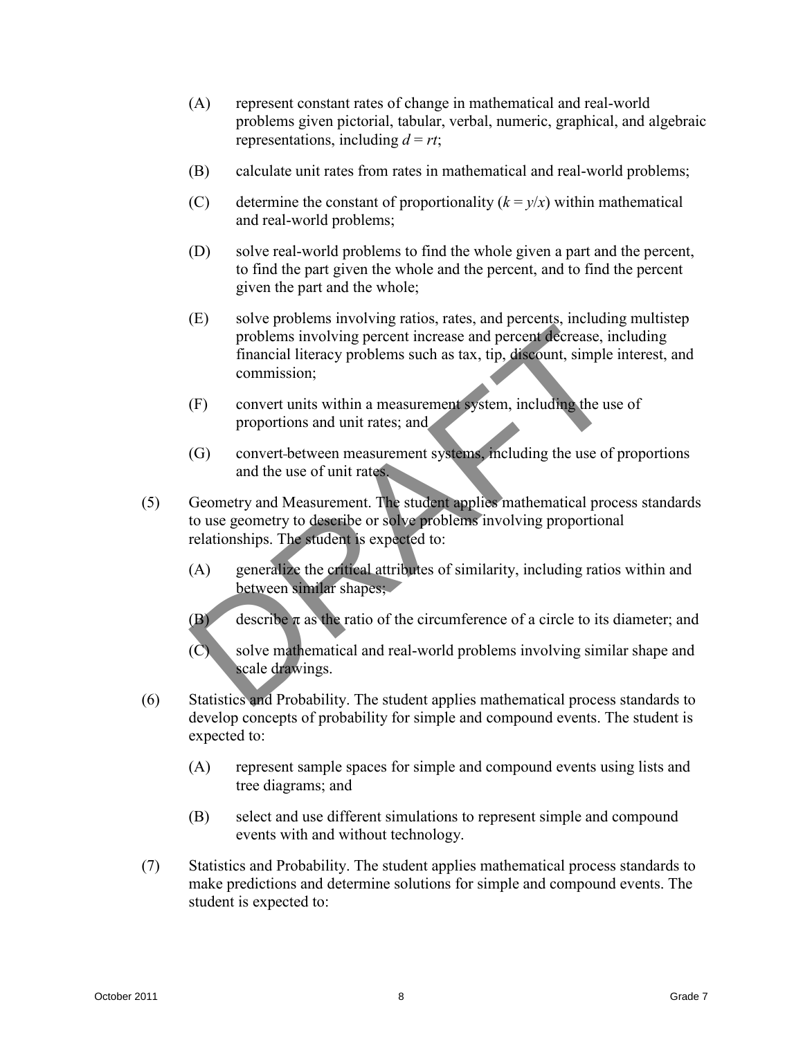(A) represent constant rates of change in mathematical and real-world problems given pictorial, tabular, verbal, numeric, graphical, and algebraic representations, including $d = rt$;

(B) calculate unit rates from rates in mathematical and real-world problems;

(C) determine the constant of proportionality ($k = y/x$) within mathematical and real-world problems;

(D) solve real-world problems to find the whole given a part and the percent, to find the part given the whole and the percent, and to find the percent given the part and the whole;

(E) solve problems involving ratios, rates, and percents, including multistep problems involving percent increase and percent decrease, including financial literacy problems such as tax, tip, discount, simple interest, and commission;

(F) convert units within a measurement system, including the use of proportions and unit rates; and

(G) convert between measurement systems, including the use of proportions and the use of unit rates.

(5) Geometry and Measurement. The student applies mathematical process standards to use geometry to describe or solve problems involving proportional relationships. The student is expected to:

(A) generalize the critical attributes of similarity, including ratios within and between similar shapes;

(B) describe $\pi$ as the ratio of the circumference of a circle to its diameter; and

(C) solve mathematical and real-world problems involving similar shape and scale drawings.

(6) Statistics and Probability. The student applies mathematical process standards to develop concepts of probability for simple and compound events. The student is expected to:

(A) represent sample spaces for simple and compound events using lists and tree diagrams; and

(B) select and use different simulations to represent simple and compound events with and without technology.

(7) Statistics and Probability. The student applies mathematical process standards to make predictions and determine solutions for simple and compound events. The student is expected to: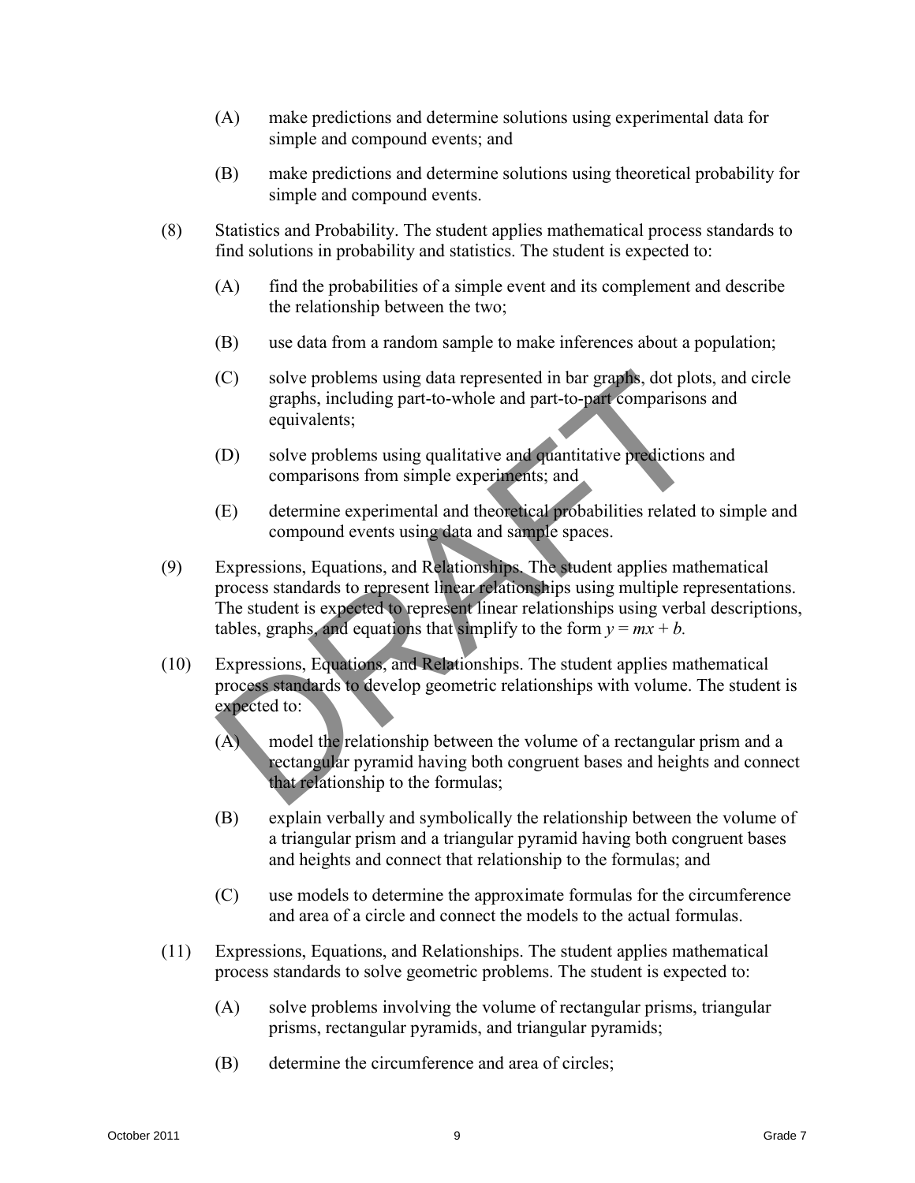(A) make predictions and determine solutions using experimental data for simple and compound events; and

(B) make predictions and determine solutions using theoretical probability for simple and compound events.

(8) Statistics and Probability. The student applies mathematical process standards to find solutions in probability and statistics. The student is expected to:

(A) find the probabilities of a simple event and its complement and describe the relationship between the two;

(B) use data from a random sample to make inferences about a population;

(C) solve problems using data represented in bar graphs, dot plots, and circle graphs, including part-to-whole and part-to-part comparisons and equivalents;

(D) solve problems using qualitative and quantitative predictions and comparisons from simple experiments; and

(E) determine experimental and theoretical probabilities related to simple and compound events using data and sample spaces.

(9) Expressions, Equations, and Relationships. The student applies mathematical process standards to represent linear relationships using multiple representations. The student is expected to represent linear relationships using verbal descriptions, tables, graphs, and equations that simplify to the form $y = mx + b$.

(10) Expressions, Equations, and Relationships. The student applies mathematical process standards to develop geometric relationships with volume. The student is expected to:

(A) model the relationship between the volume of a rectangular prism and a rectangular pyramid having both congruent bases and heights and connect that relationship to the formulas;

(B) explain verbally and symbolically the relationship between the volume of a triangular prism and a triangular pyramid having both congruent bases and heights and connect that relationship to the formulas; and

(C) use models to determine the approximate formulas for the circumference and area of a circle and connect the models to the actual formulas.

(11) Expressions, Equations, and Relationships. The student applies mathematical process standards to solve geometric problems. The student is expected to:

(A) solve problems involving the volume of rectangular prisms, triangular prisms, rectangular pyramids, and triangular pyramids;

(B) determine the circumference and area of circles;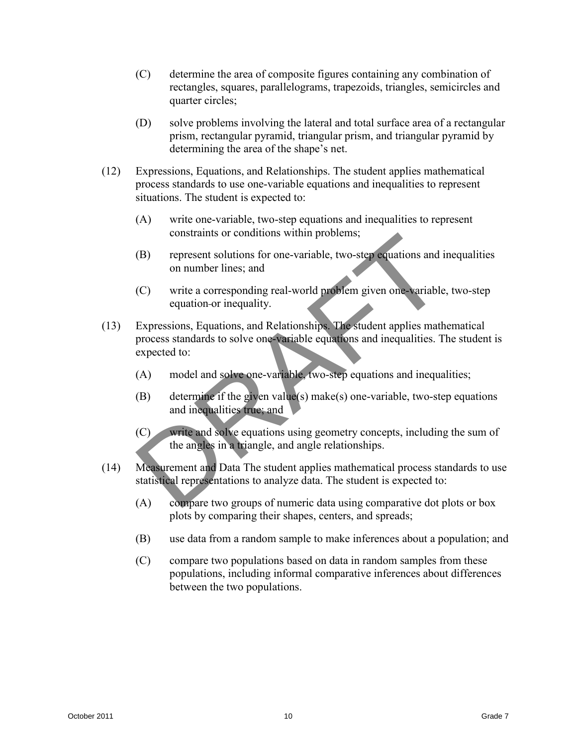(C) determine the area of composite figures containing any combination of rectangles, squares, parallelograms, trapezoids, triangles, semicircles and quarter circles;

(D) solve problems involving the lateral and total surface area of a rectangular prism, rectangular pyramid, triangular prism, and triangular pyramid by determining the area of the shape's net.

(12) Expressions, Equations, and Relationships. The student applies mathematical process standards to use one-variable equations and inequalities to represent situations. The student is expected to:

(A) write one-variable, two-step equations and inequalities to represent constraints or conditions within problems;

(B) represent solutions for one-variable, two-step equations and inequalities on number lines; and

(C) write a corresponding real-world problem given one-variable, two-step equation or inequality.

(13) Expressions, Equations, and Relationships. The student applies mathematical process standards to solve one-variable equations and inequalities. The student is expected to:

(A) model and solve one-variable, two-step equations and inequalities;

(B) determine if the given value(s) make(s) one-variable, two-step equations and inequalities true; and

(C) write and solve equations using geometry concepts, including the sum of the angles in a triangle, and angle relationships.

(14) Measurement and Data The student applies mathematical process standards to use statistical representations to analyze data. The student is expected to:

(A) compare two groups of numeric data using comparative dot plots or box plots by comparing their shapes, centers, and spreads;

(B) use data from a random sample to make inferences about a population; and

(C) compare two populations based on data in random samples from these populations, including informal comparative inferences about differences between the two populations.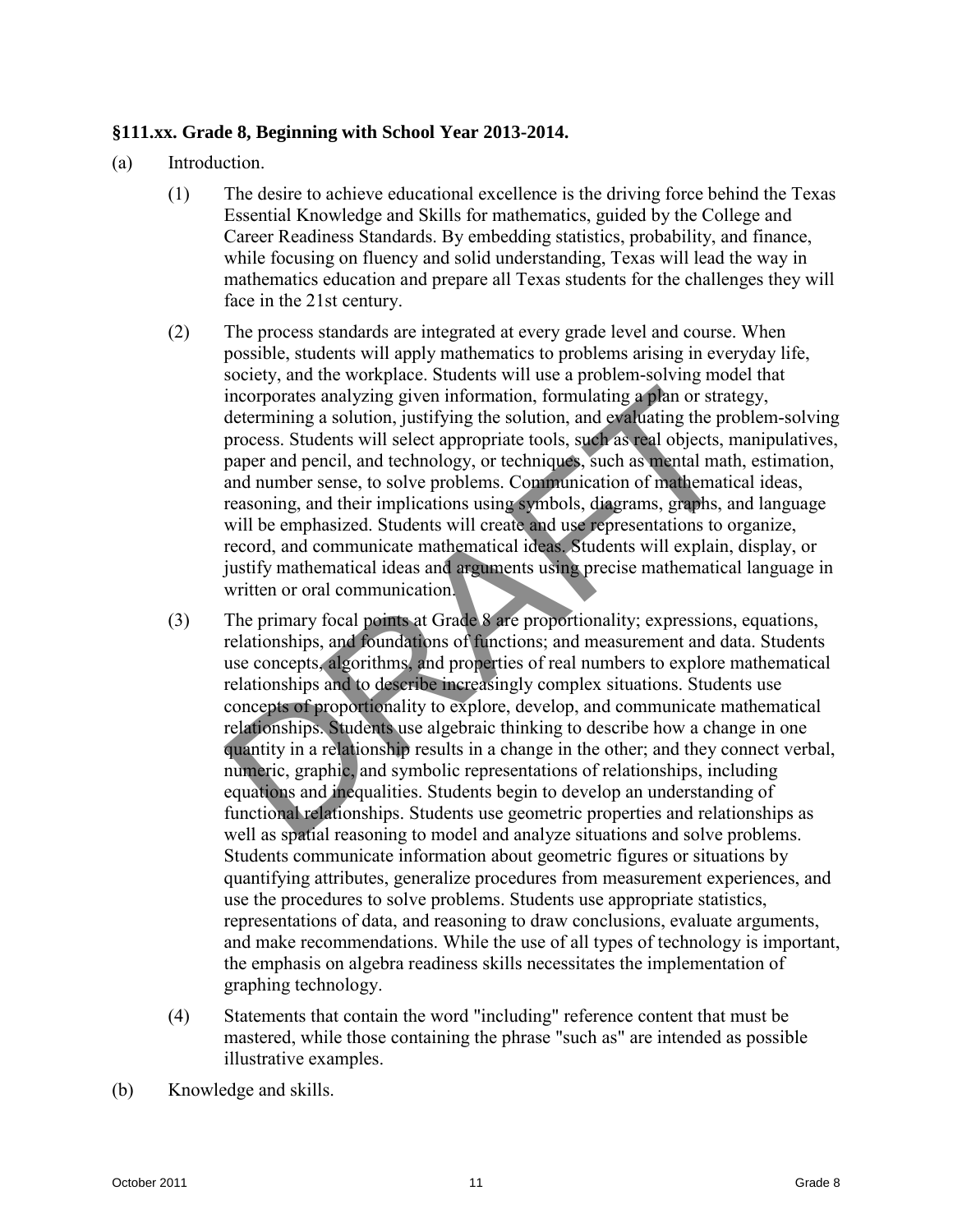### §111.xx. Grade 8, Beginning with School Year 2013-2014.

(a) Introduction.

(1) The desire to achieve educational excellence is the driving force behind the Texas Essential Knowledge and Skills for mathematics, guided by the College and Career Readiness Standards. By embedding statistics, probability, and finance, while focusing on fluency and solid understanding, Texas will lead the way in mathematics education and prepare all Texas students for the challenges they will face in the 21st century.

(2) The process standards are integrated at every grade level and course. When possible, students will apply mathematics to problems arising in everyday life, society, and the workplace. Students will use a problem-solving model that incorporates analyzing given information, formulating a plan or strategy, determining a solution, justifying the solution, and evaluating the problem-solving process. Students will select appropriate tools, such as real objects, manipulatives, paper and pencil, and technology, or techniques, such as mental math, estimation, and number sense, to solve problems. Communication of mathematical ideas, reasoning, and their implications using symbols, diagrams, graphs, and language will be emphasized. Students will create and use representations to organize, record, and communicate mathematical ideas. Students will explain, display, or justify mathematical ideas and arguments using precise mathematical language in written or oral communication.

(3) The primary focal points at Grade 8 are proportionality; expressions, equations, relationships, and foundations of functions; and measurement and data. Students use concepts, algorithms, and properties of real numbers to explore mathematical relationships and to describe increasingly complex situations. Students use concepts of proportionality to explore, develop, and communicate mathematical relationships. Students use algebraic thinking to describe how a change in one quantity in a relationship results in a change in the other; and they connect verbal, numeric, graphic, and symbolic representations of relationships, including equations and inequalities. Students begin to develop an understanding of functional relationships. Students use geometric properties and relationships as well as spatial reasoning to model and analyze situations and solve problems. Students communicate information about geometric figures or situations by quantifying attributes, generalize procedures from measurement experiences, and use the procedures to solve problems. Students use appropriate statistics, representations of data, and reasoning to draw conclusions, evaluate arguments, and make recommendations. While the use of all types of technology is important, the emphasis on algebra readiness skills necessitates the implementation of graphing technology.

(4) Statements that contain the word "including" reference content that must be mastered, while those containing the phrase "such as" are intended as possible illustrative examples.

(b) Knowledge and skills.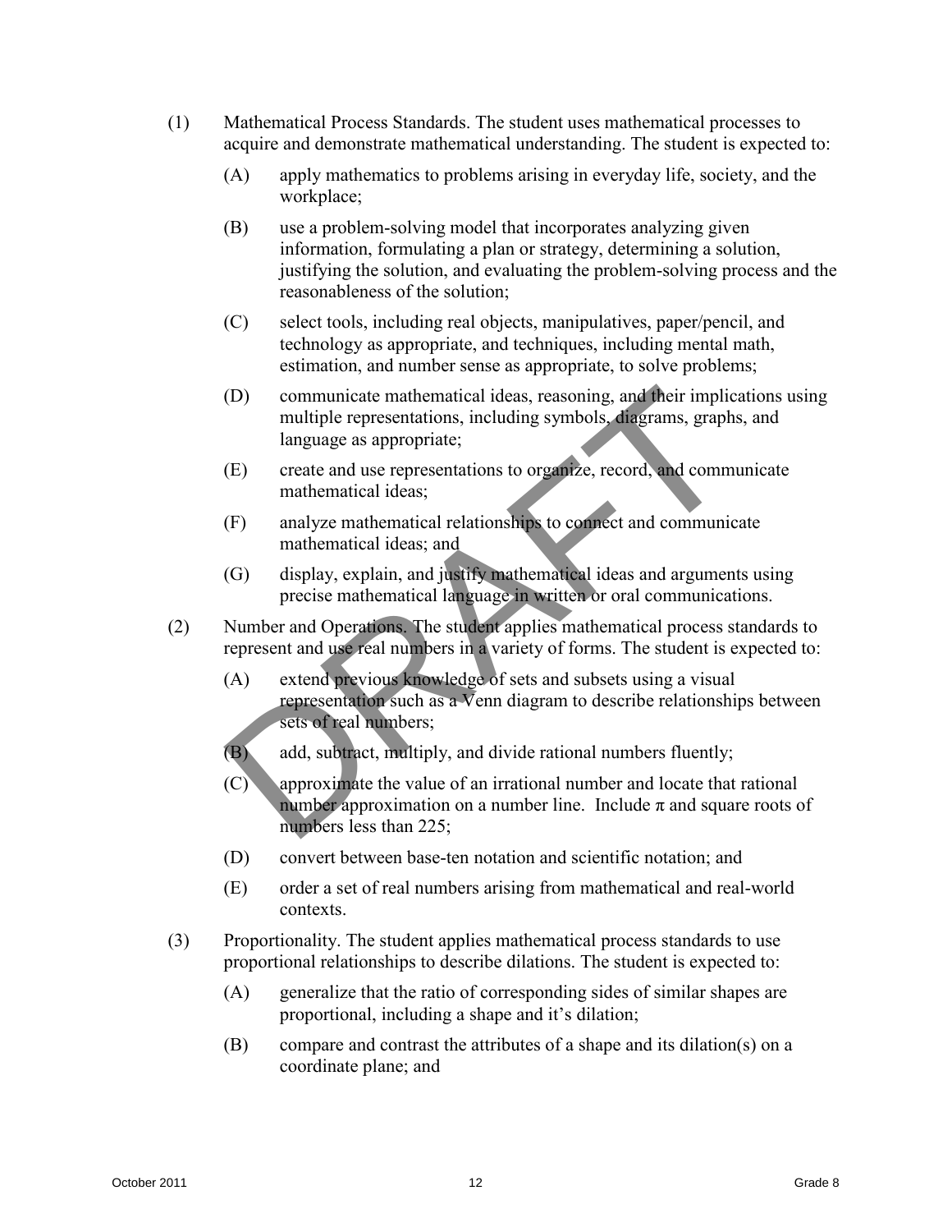(1) Mathematical Process Standards. The student uses mathematical processes to acquire and demonstrate mathematical understanding. The student is expected to:

  (A) apply mathematics to problems arising in everyday life, society, and the workplace;

  (B) use a problem-solving model that incorporates analyzing given information, formulating a plan or strategy, determining a solution, justifying the solution, and evaluating the problem-solving process and the reasonableness of the solution;

  (C) select tools, including real objects, manipulatives, paper/pencil, and technology as appropriate, and techniques, including mental math, estimation, and number sense as appropriate, to solve problems;

  (D) communicate mathematical ideas, reasoning, and their implications using multiple representations, including symbols, diagrams, graphs, and language as appropriate;

  (E) create and use representations to organize, record, and communicate mathematical ideas;

  (F) analyze mathematical relationships to connect and communicate mathematical ideas; and

  (G) display, explain, and justify mathematical ideas and arguments using precise mathematical language in written or oral communications.

(2) Number and Operations. The student applies mathematical process standards to represent and use real numbers in a variety of forms. The student is expected to:

  (A) extend previous knowledge of sets and subsets using a visual representation such as a Venn diagram to describe relationships between sets of real numbers;

  (B) add, subtract, multiply, and divide rational numbers fluently;

  (C) approximate the value of an irrational number and locate that rational number approximation on a number line. Include $\pi$ and square roots of numbers less than 225;

  (D) convert between base-ten notation and scientific notation; and

  (E) order a set of real numbers arising from mathematical and real-world contexts.

(3) Proportionality. The student applies mathematical process standards to use proportional relationships to describe dilations. The student is expected to:

  (A) generalize that the ratio of corresponding sides of similar shapes are proportional, including a shape and it's dilation;

  (B) compare and contrast the attributes of a shape and its dilation(s) on a coordinate plane; and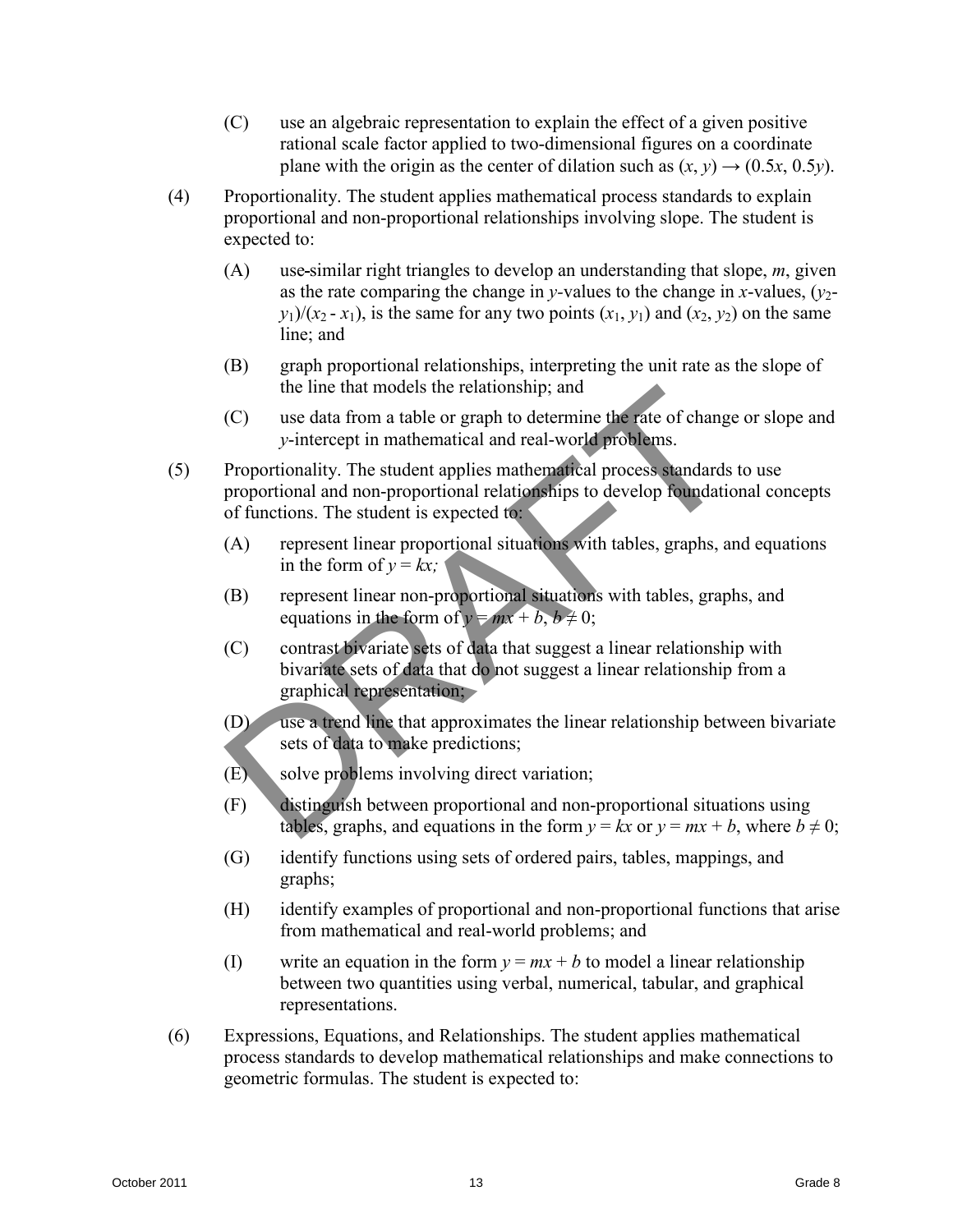(C) use an algebraic representation to explain the effect of a given positive rational scale factor applied to two-dimensional figures on a coordinate plane with the origin as the center of dilation such as $(x, y) \rightarrow (0.5x, 0.5y)$.

(4) Proportionality. The student applies mathematical process standards to explain proportional and non-proportional relationships involving slope. The student is expected to:

(A) use similar right triangles to develop an understanding that slope, $m$, given as the rate comparing the change in $y$-values to the change in $x$-values, $(y_2 - y_1)/(x_2 - x_1)$, is the same for any two points $(x_1, y_1)$ and $(x_2, y_2)$ on the same line; and

(B) graph proportional relationships, interpreting the unit rate as the slope of the line that models the relationship; and

(C) use data from a table or graph to determine the rate of change or slope and $y$-intercept in mathematical and real-world problems.

(5) Proportionality. The student applies mathematical process standards to use proportional and non-proportional relationships to develop foundational concepts of functions. The student is expected to:

(A) represent linear proportional situations with tables, graphs, and equations in the form of $y = kx$;

(B) represent linear non-proportional situations with tables, graphs, and equations in the form of $y = mx + b$, $b \neq 0$;

(C) contrast bivariate sets of data that suggest a linear relationship with bivariate sets of data that do not suggest a linear relationship from a graphical representation;

(D) use a trend line that approximates the linear relationship between bivariate sets of data to make predictions;

(E) solve problems involving direct variation;

(F) distinguish between proportional and non-proportional situations using tables, graphs, and equations in the form $y = kx$ or $y = mx + b$, where $b \neq 0$;

(G) identify functions using sets of ordered pairs, tables, mappings, and graphs;

(H) identify examples of proportional and non-proportional functions that arise from mathematical and real-world problems; and

(I) write an equation in the form $y = mx + b$ to model a linear relationship between two quantities using verbal, numerical, tabular, and graphical representations.

(6) Expressions, Equations, and Relationships. The student applies mathematical process standards to develop mathematical relationships and make connections to geometric formulas. The student is expected to: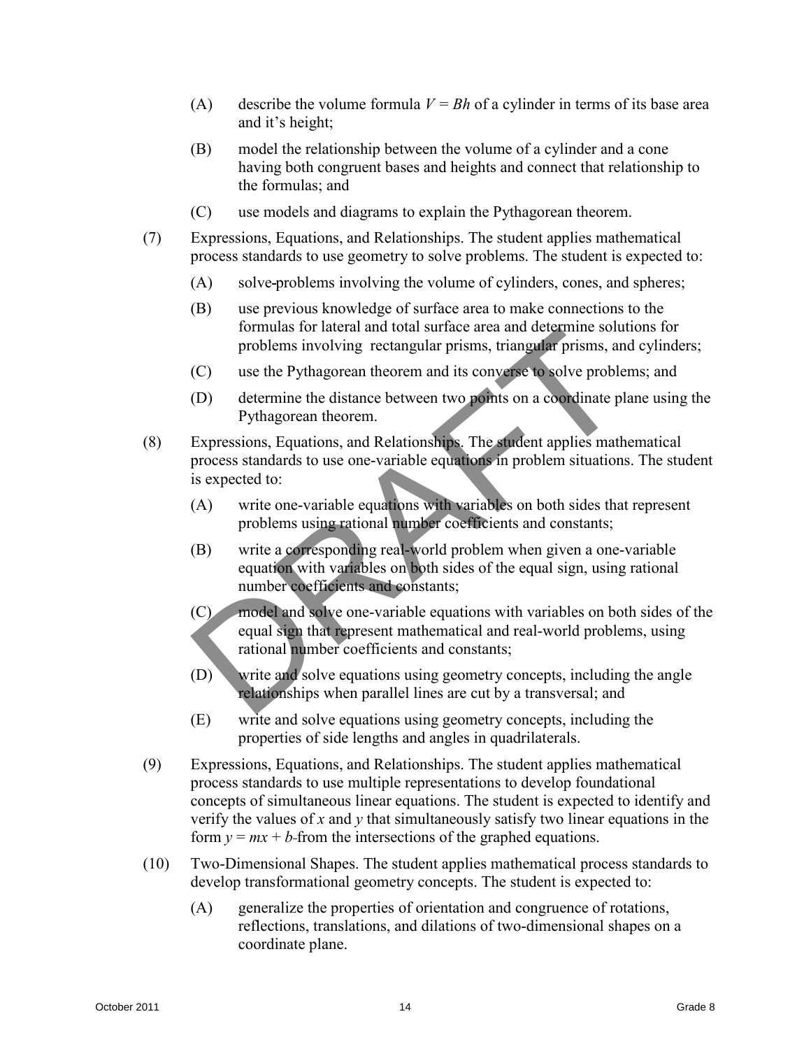(A) describe the volume formula $V = Bh$ of a cylinder in terms of its base area and it's height;

(B) model the relationship between the volume of a cylinder and a cone having both congruent bases and heights and connect that relationship to the formulas; and

(C) use models and diagrams to explain the Pythagorean theorem.

(7) Expressions, Equations, and Relationships. The student applies mathematical process standards to use geometry to solve problems. The student is expected to:

(A) solve-problems involving the volume of cylinders, cones, and spheres;

(B) use previous knowledge of surface area to make connections to the formulas for lateral and total surface area and determine solutions for problems involving rectangular prisms, triangular prisms, and cylinders;

(C) use the Pythagorean theorem and its converse to solve problems; and

(D) determine the distance between two points on a coordinate plane using the Pythagorean theorem.

(8) Expressions, Equations, and Relationships. The student applies mathematical process standards to use one-variable equations in problem situations. The student is expected to:

(A) write one-variable equations with variables on both sides that represent problems using rational number coefficients and constants;

(B) write a corresponding real-world problem when given a one-variable equation with variables on both sides of the equal sign, using rational number coefficients and constants;

(C) model and solve one-variable equations with variables on both sides of the equal sign that represent mathematical and real-world problems, using rational number coefficients and constants;

(D) write and solve equations using geometry concepts, including the angle relationships when parallel lines are cut by a transversal; and

(E) write and solve equations using geometry concepts, including the properties of side lengths and angles in quadrilaterals.

(9) Expressions, Equations, and Relationships. The student applies mathematical process standards to use multiple representations to develop foundational concepts of simultaneous linear equations. The student is expected to identify and verify the values of $x$ and $y$ that simultaneously satisfy two linear equations in the form $y = mx + b$-from the intersections of the graphed equations.

(10) Two-Dimensional Shapes. The student applies mathematical process standards to develop transformational geometry concepts. The student is expected to:

(A) generalize the properties of orientation and congruence of rotations, reflections, translations, and dilations of two-dimensional shapes on a coordinate plane.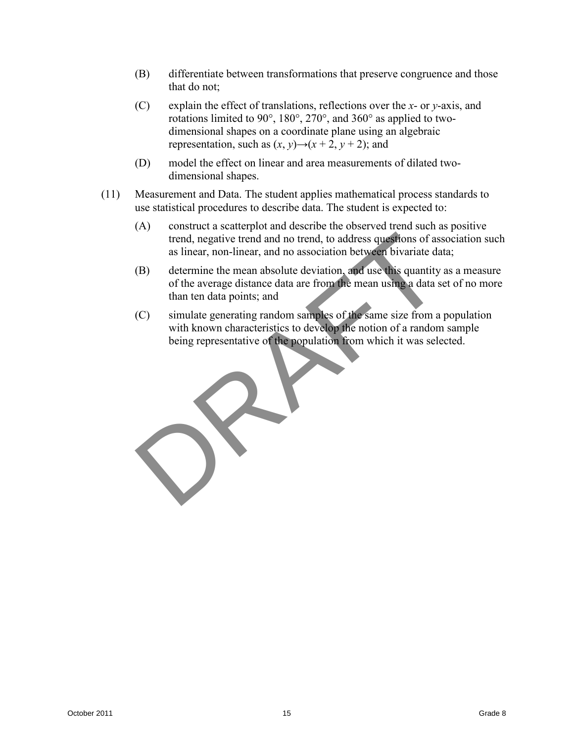(B) differentiate between transformations that preserve congruence and those that do not;

(C) explain the effect of translations, reflections over the *x*- or *y*-axis, and rotations limited to 90°, 180°, 270°, and 360° as applied to two-dimensional shapes on a coordinate plane using an algebraic representation, such as $(x, y) \rightarrow (x + 2, y + 2)$; and

(D) model the effect on linear and area measurements of dilated two-dimensional shapes.

(11) Measurement and Data. The student applies mathematical process standards to use statistical procedures to describe data. The student is expected to:

(A) construct a scatterplot and describe the observed trend such as positive trend, negative trend and no trend, to address questions of association such as linear, non-linear, and no association between bivariate data;

(B) determine the mean absolute deviation, and use this quantity as a measure of the average distance data are from the mean using a data set of no more than ten data points; and

(C) simulate generating random samples of the same size from a population with known characteristics to develop the notion of a random sample being representative of the population from which it was selected.